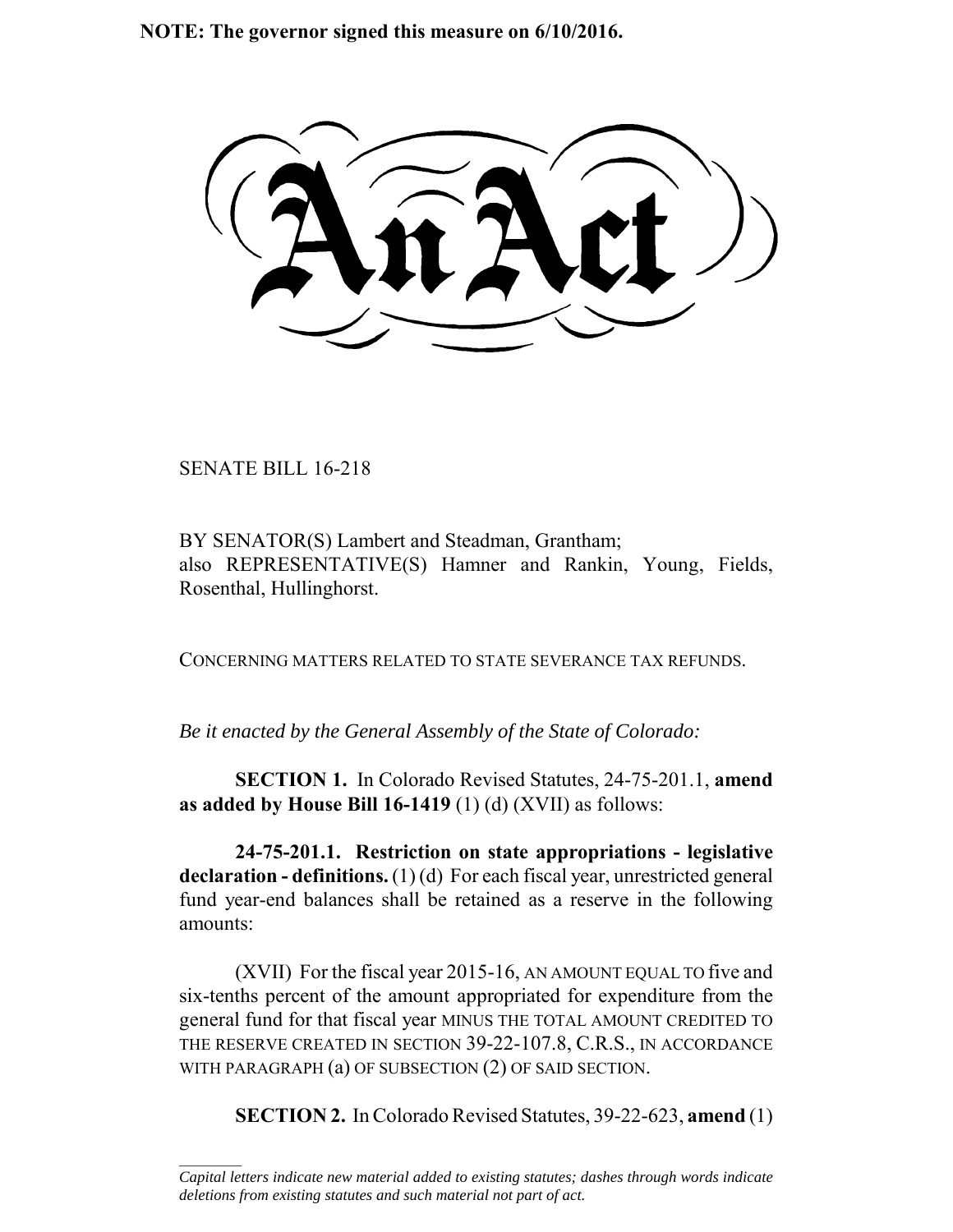**NOTE: The governor signed this measure on 6/10/2016.**

# An Act

SENATE BILL 16-218

BY SENATOR(S) Lambert and Steadman, Grantham;
also REPRESENTATIVE(S) Hamner and Rankin, Young, Fields, Rosenthal, Hullinghorst.

CONCERNING MATTERS RELATED TO STATE SEVERANCE TAX REFUNDS.

*Be it enacted by the General Assembly of the State of Colorado:*

**SECTION 1.** In Colorado Revised Statutes, 24-75-201.1, **amend as added by House Bill 16-1419** (1) (d) (XVII) as follows:

**24-75-201.1. Restriction on state appropriations - legislative declaration - definitions.** (1) (d) For each fiscal year, unrestricted general fund year-end balances shall be retained as a reserve in the following amounts:

(XVII) For the fiscal year 2015-16, AN AMOUNT EQUAL TO five and six-tenths percent of the amount appropriated for expenditure from the general fund for that fiscal year MINUS THE TOTAL AMOUNT CREDITED TO THE RESERVE CREATED IN SECTION 39-22-107.8, C.R.S., IN ACCORDANCE WITH PARAGRAPH (a) OF SUBSECTION (2) OF SAID SECTION.

**SECTION 2.** In Colorado Revised Statutes, 39-22-623, **amend** (1)

*Capital letters indicate new material added to existing statutes; dashes through words indicate deletions from existing statutes and such material not part of act.*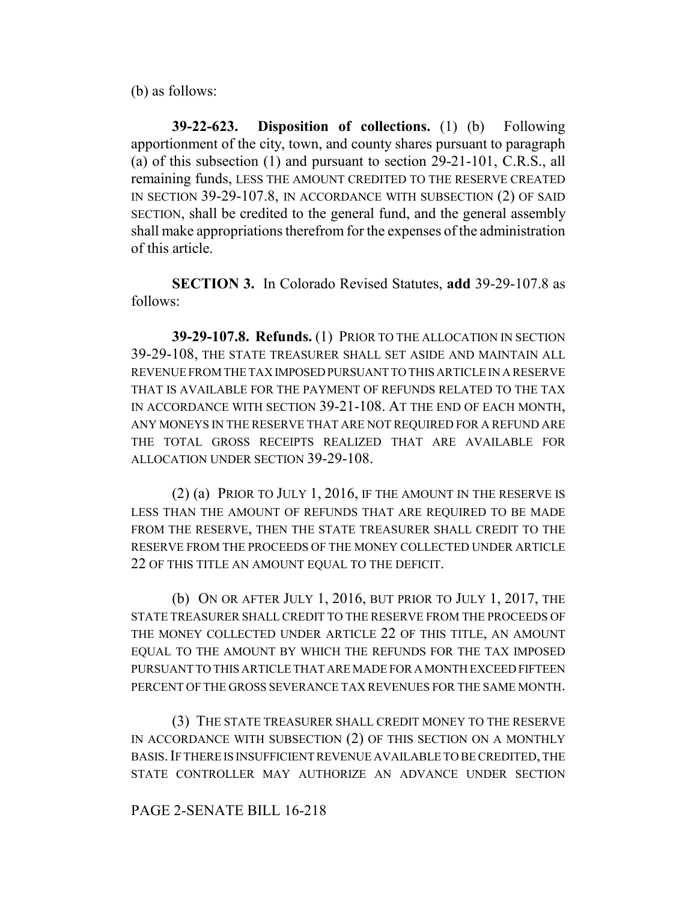(b) as follows:

**39-22-623. Disposition of collections.** (1) (b) Following apportionment of the city, town, and county shares pursuant to paragraph (a) of this subsection (1) and pursuant to section 29-21-101, C.R.S., all remaining funds, LESS THE AMOUNT CREDITED TO THE RESERVE CREATED IN SECTION 39-29-107.8, IN ACCORDANCE WITH SUBSECTION (2) OF SAID SECTION, shall be credited to the general fund, and the general assembly shall make appropriations therefrom for the expenses of the administration of this article.

**SECTION 3.** In Colorado Revised Statutes, **add** 39-29-107.8 as follows:

**39-29-107.8. Refunds.** (1) PRIOR TO THE ALLOCATION IN SECTION 39-29-108, THE STATE TREASURER SHALL SET ASIDE AND MAINTAIN ALL REVENUE FROM THE TAX IMPOSED PURSUANT TO THIS ARTICLE IN A RESERVE THAT IS AVAILABLE FOR THE PAYMENT OF REFUNDS RELATED TO THE TAX IN ACCORDANCE WITH SECTION 39-21-108. AT THE END OF EACH MONTH, ANY MONEYS IN THE RESERVE THAT ARE NOT REQUIRED FOR A REFUND ARE THE TOTAL GROSS RECEIPTS REALIZED THAT ARE AVAILABLE FOR ALLOCATION UNDER SECTION 39-29-108.

(2) (a) PRIOR TO JULY 1, 2016, IF THE AMOUNT IN THE RESERVE IS LESS THAN THE AMOUNT OF REFUNDS THAT ARE REQUIRED TO BE MADE FROM THE RESERVE, THEN THE STATE TREASURER SHALL CREDIT TO THE RESERVE FROM THE PROCEEDS OF THE MONEY COLLECTED UNDER ARTICLE 22 OF THIS TITLE AN AMOUNT EQUAL TO THE DEFICIT.

(b) ON OR AFTER JULY 1, 2016, BUT PRIOR TO JULY 1, 2017, THE STATE TREASURER SHALL CREDIT TO THE RESERVE FROM THE PROCEEDS OF THE MONEY COLLECTED UNDER ARTICLE 22 OF THIS TITLE, AN AMOUNT EQUAL TO THE AMOUNT BY WHICH THE REFUNDS FOR THE TAX IMPOSED PURSUANT TO THIS ARTICLE THAT ARE MADE FOR A MONTH EXCEED FIFTEEN PERCENT OF THE GROSS SEVERANCE TAX REVENUES FOR THE SAME MONTH.

(3) THE STATE TREASURER SHALL CREDIT MONEY TO THE RESERVE IN ACCORDANCE WITH SUBSECTION (2) OF THIS SECTION ON A MONTHLY BASIS. IF THERE IS INSUFFICIENT REVENUE AVAILABLE TO BE CREDITED, THE STATE CONTROLLER MAY AUTHORIZE AN ADVANCE UNDER SECTION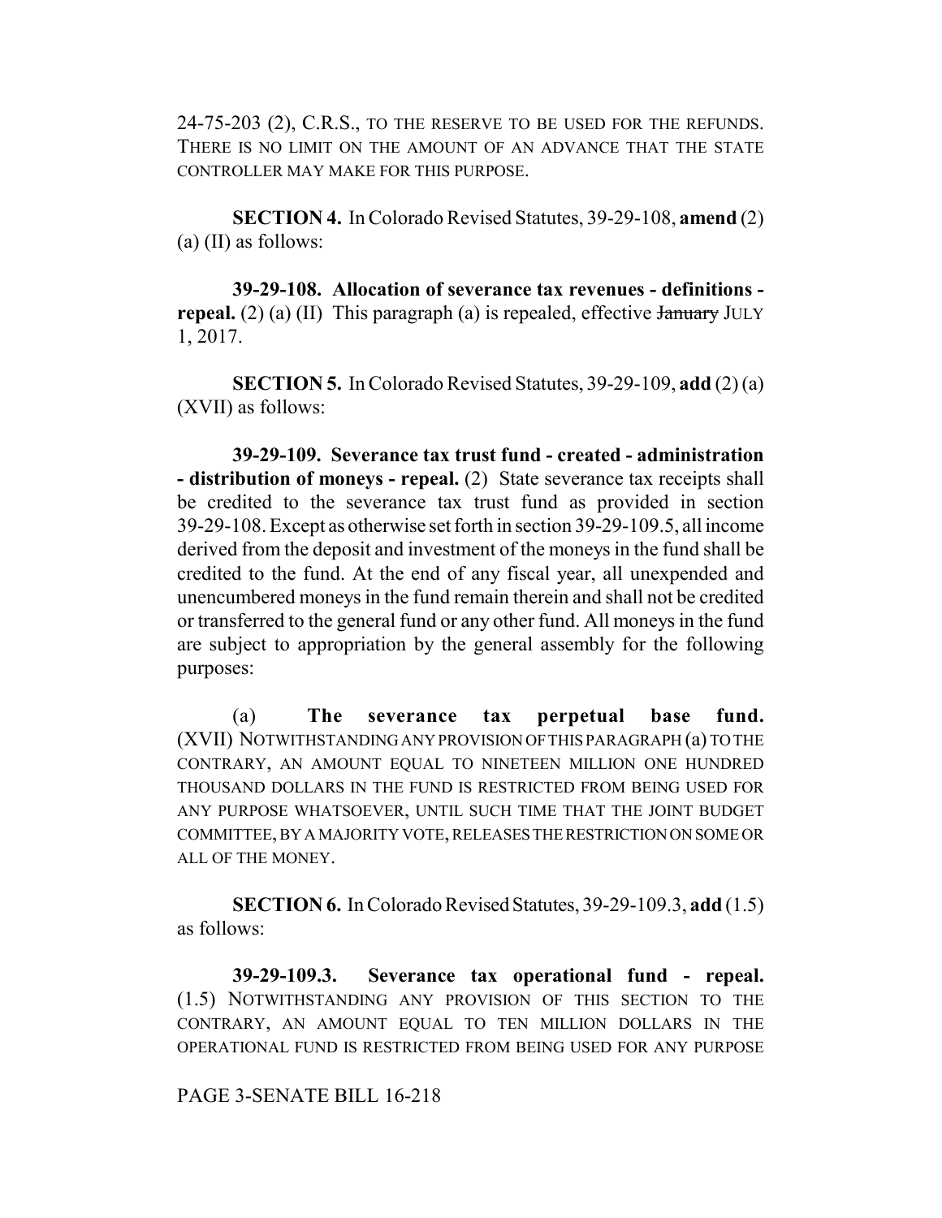24-75-203 (2), C.R.S., TO THE RESERVE TO BE USED FOR THE REFUNDS. THERE IS NO LIMIT ON THE AMOUNT OF AN ADVANCE THAT THE STATE CONTROLLER MAY MAKE FOR THIS PURPOSE.

**SECTION 4.** In Colorado Revised Statutes, 39-29-108, **amend** (2) (a) (II) as follows:

**39-29-108. Allocation of severance tax revenues - definitions - repeal.** (2) (a) (II) This paragraph (a) is repealed, effective ~~January~~ JULY 1, 2017.

**SECTION 5.** In Colorado Revised Statutes, 39-29-109, **add** (2) (a) (XVII) as follows:

**39-29-109. Severance tax trust fund - created - administration - distribution of moneys - repeal.** (2) State severance tax receipts shall be credited to the severance tax trust fund as provided in section 39-29-108. Except as otherwise set forth in section 39-29-109.5, all income derived from the deposit and investment of the moneys in the fund shall be credited to the fund. At the end of any fiscal year, all unexpended and unencumbered moneys in the fund remain therein and shall not be credited or transferred to the general fund or any other fund. All moneys in the fund are subject to appropriation by the general assembly for the following purposes:

(a) **The severance tax perpetual base fund.** (XVII) NOTWITHSTANDING ANY PROVISION OF THIS PARAGRAPH (a) TO THE CONTRARY, AN AMOUNT EQUAL TO NINETEEN MILLION ONE HUNDRED THOUSAND DOLLARS IN THE FUND IS RESTRICTED FROM BEING USED FOR ANY PURPOSE WHATSOEVER, UNTIL SUCH TIME THAT THE JOINT BUDGET COMMITTEE, BY A MAJORITY VOTE, RELEASES THE RESTRICTION ON SOME OR ALL OF THE MONEY.

**SECTION 6.** In Colorado Revised Statutes, 39-29-109.3, **add** (1.5) as follows:

**39-29-109.3. Severance tax operational fund - repeal.** (1.5) NOTWITHSTANDING ANY PROVISION OF THIS SECTION TO THE CONTRARY, AN AMOUNT EQUAL TO TEN MILLION DOLLARS IN THE OPERATIONAL FUND IS RESTRICTED FROM BEING USED FOR ANY PURPOSE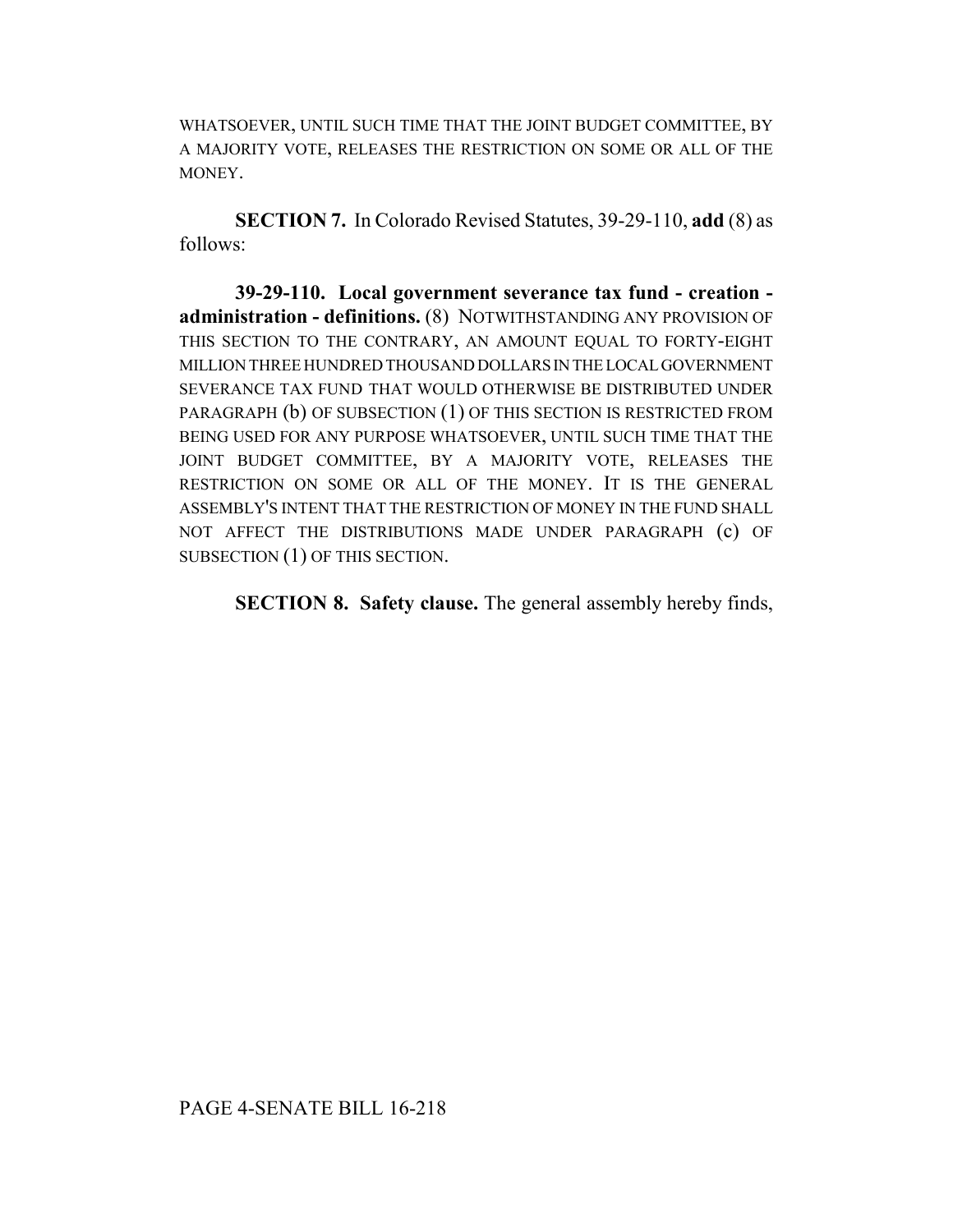WHATSOEVER, UNTIL SUCH TIME THAT THE JOINT BUDGET COMMITTEE, BY A MAJORITY VOTE, RELEASES THE RESTRICTION ON SOME OR ALL OF THE MONEY.

**SECTION 7.** In Colorado Revised Statutes, 39-29-110, **add** (8) as follows:

**39-29-110. Local government severance tax fund - creation - administration - definitions.** (8) NOTWITHSTANDING ANY PROVISION OF THIS SECTION TO THE CONTRARY, AN AMOUNT EQUAL TO FORTY-EIGHT MILLION THREE HUNDRED THOUSAND DOLLARS IN THE LOCAL GOVERNMENT SEVERANCE TAX FUND THAT WOULD OTHERWISE BE DISTRIBUTED UNDER PARAGRAPH (b) OF SUBSECTION (1) OF THIS SECTION IS RESTRICTED FROM BEING USED FOR ANY PURPOSE WHATSOEVER, UNTIL SUCH TIME THAT THE JOINT BUDGET COMMITTEE, BY A MAJORITY VOTE, RELEASES THE RESTRICTION ON SOME OR ALL OF THE MONEY. IT IS THE GENERAL ASSEMBLY'S INTENT THAT THE RESTRICTION OF MONEY IN THE FUND SHALL NOT AFFECT THE DISTRIBUTIONS MADE UNDER PARAGRAPH (c) OF SUBSECTION (1) OF THIS SECTION.

**SECTION 8. Safety clause.** The general assembly hereby finds,

PAGE 4-SENATE BILL 16-218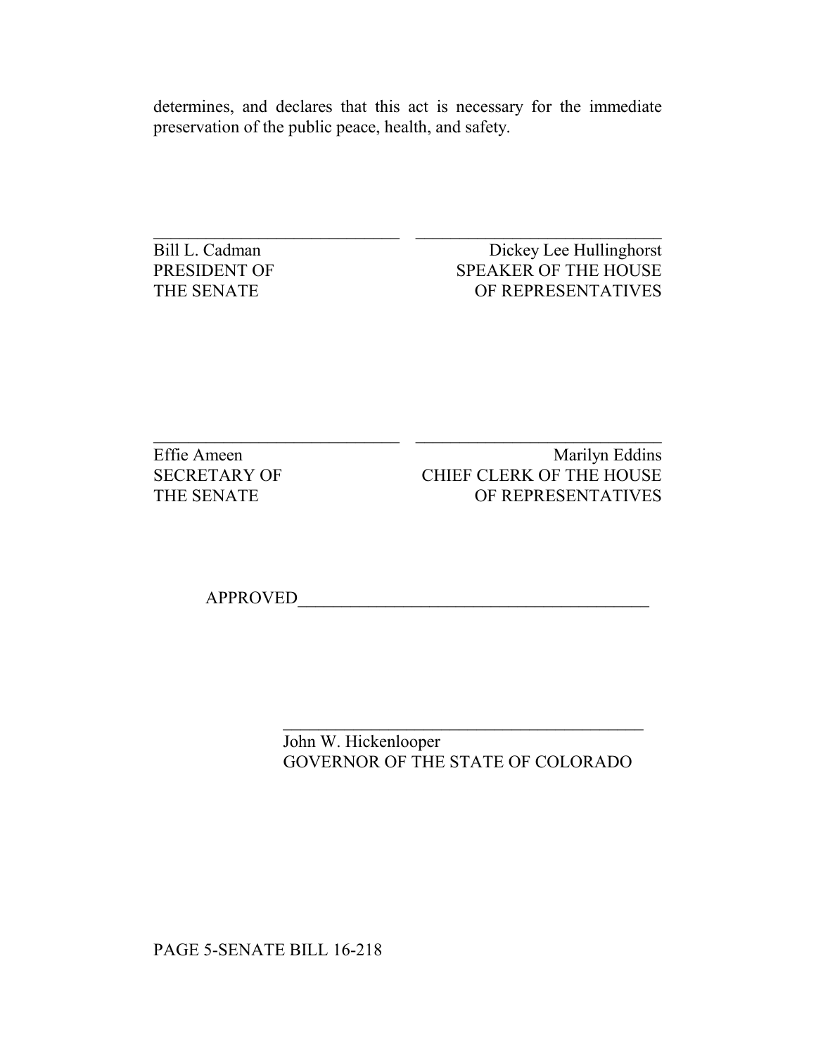determines, and declares that this act is necessary for the immediate preservation of the public peace, health, and safety.

____________________________
Bill L. Cadman
PRESIDENT OF
THE SENATE

____________________________
Dickey Lee Hullinghorst
SPEAKER OF THE HOUSE
OF REPRESENTATIVES

____________________________
Effie Ameen
SECRETARY OF
THE SENATE

____________________________
Marilyn Eddins
CHIEF CLERK OF THE HOUSE
OF REPRESENTATIVES

APPROVED________________________________________

________________________________________
John W. Hickenlooper
GOVERNOR OF THE STATE OF COLORADO

PAGE 5-SENATE BILL 16-218